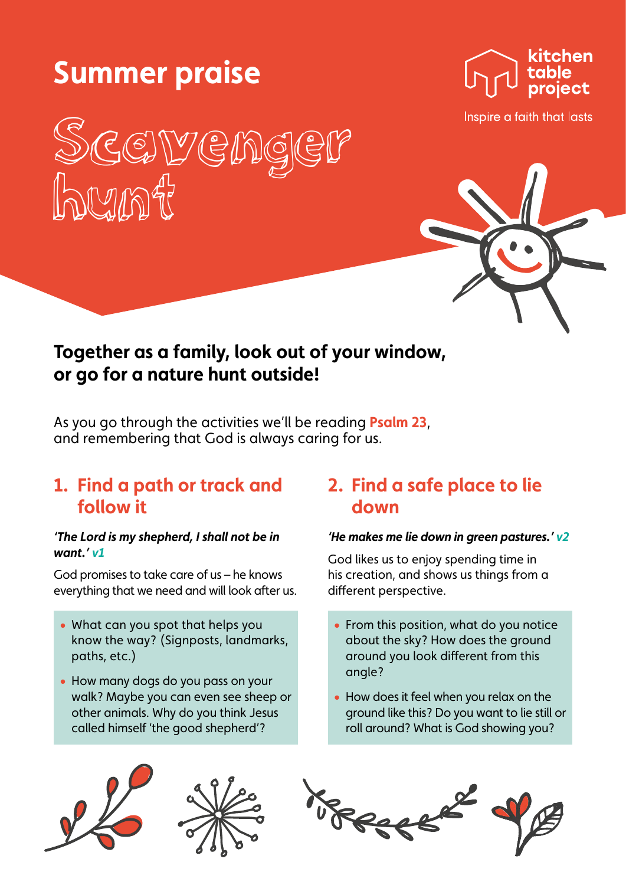# Summer praise

# Scavenger hunt

kitchen table project

Inspire a faith that lasts

**Together as a family, look out of your window, or go for a nature hunt outside!**

As you go through the activities we'll be reading **Psalm 23**, and remembering that God is always caring for us.

## 1. Find a path or track and follow it

***'The Lord is my shepherd, I shall not be in want.'*** *v1*

God promises to take care of us – he knows everything that we need and will look after us.

- What can you spot that helps you know the way? (Signposts, landmarks, paths, etc.)
- How many dogs do you pass on your walk? Maybe you can even see sheep or other animals. Why do you think Jesus called himself 'the good shepherd'?

## 2. Find a safe place to lie down

***'He makes me lie down in green pastures.'*** *v2*

God likes us to enjoy spending time in his creation, and shows us things from a different perspective.

- From this position, what do you notice about the sky? How does the ground around you look different from this angle?
- How does it feel when you relax on the ground like this? Do you want to lie still or roll around? What is God showing you?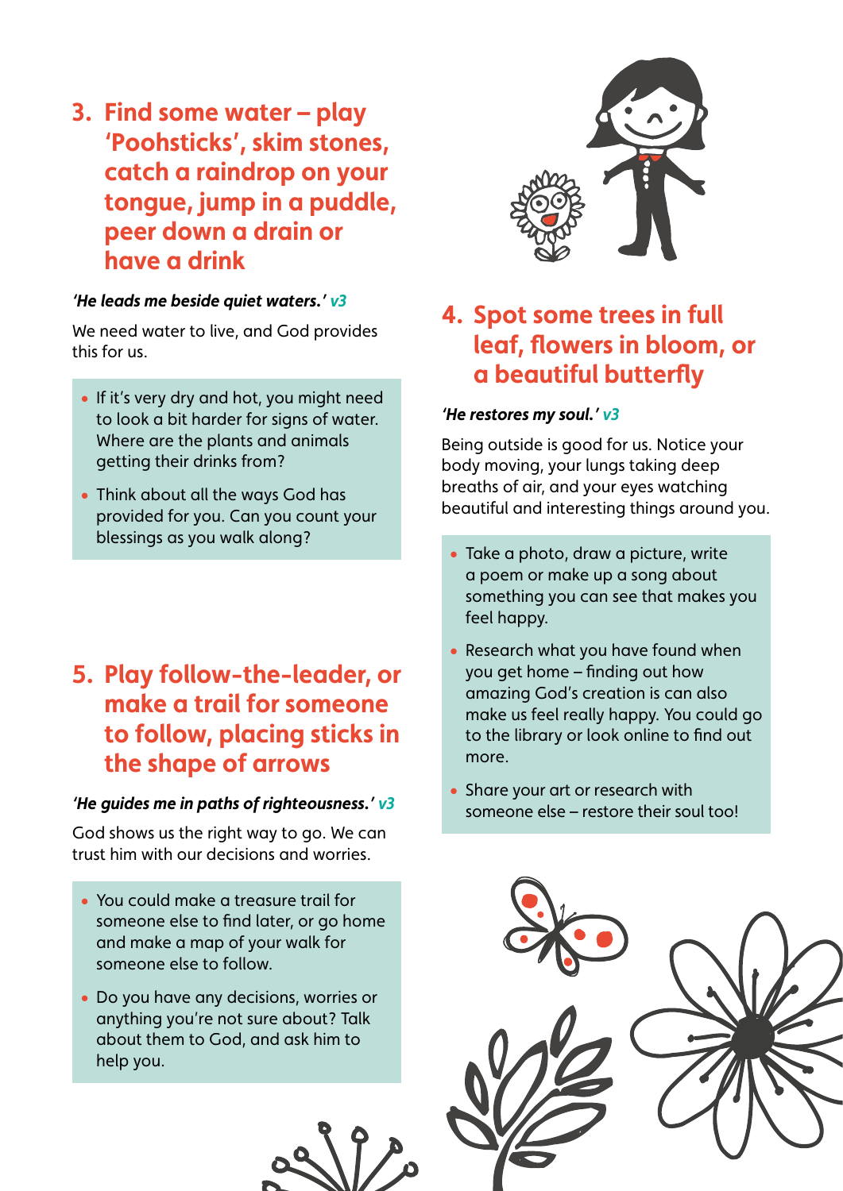## 3. Find some water – play 'Poohsticks', skim stones, catch a raindrop on your tongue, jump in a puddle, peer down a drain or have a drink

***'He leads me beside quiet waters.'** v3*

We need water to live, and God provides this for us.

- If it's very dry and hot, you might need to look a bit harder for signs of water. Where are the plants and animals getting their drinks from?
- Think about all the ways God has provided for you. Can you count your blessings as you walk along?

## 4. Spot some trees in full leaf, flowers in bloom, or a beautiful butterfly

***'He restores my soul.'** v3*

Being outside is good for us. Notice your body moving, your lungs taking deep breaths of air, and your eyes watching beautiful and interesting things around you.

- Take a photo, draw a picture, write a poem or make up a song about something you can see that makes you feel happy.
- Research what you have found when you get home – finding out how amazing God's creation is can also make us feel really happy. You could go to the library or look online to find out more.
- Share your art or research with someone else – restore their soul too!

## 5. Play follow-the-leader, or make a trail for someone to follow, placing sticks in the shape of arrows

***'He guides me in paths of righteousness.'** v3*

God shows us the right way to go. We can trust him with our decisions and worries.

- You could make a treasure trail for someone else to find later, or go home and make a map of your walk for someone else to follow.
- Do you have any decisions, worries or anything you're not sure about? Talk about them to God, and ask him to help you.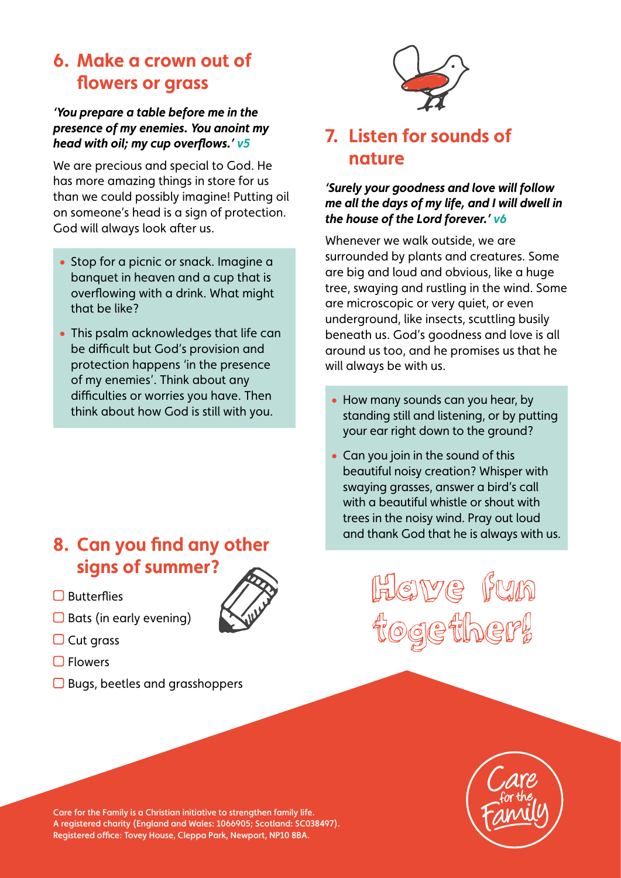## 6. Make a crown out of flowers or grass

***'You prepare a table before me in the presence of my enemies. You anoint my head with oil; my cup overflows.'*** ***v5***

We are precious and special to God. He has more amazing things in store for us than we could possibly imagine! Putting oil on someone's head is a sign of protection. God will always look after us.

- Stop for a picnic or snack. Imagine a banquet in heaven and a cup that is overflowing with a drink. What might that be like?
- This psalm acknowledges that life can be difficult but God's provision and protection happens 'in the presence of my enemies'. Think about any difficulties or worries you have. Then think about how God is still with you.

## 7. Listen for sounds of nature

***'Surely your goodness and love will follow me all the days of my life, and I will dwell in the house of the Lord forever.'*** ***v6***

Whenever we walk outside, we are surrounded by plants and creatures. Some are big and loud and obvious, like a huge tree, swaying and rustling in the wind. Some are microscopic or very quiet, or even underground, like insects, scuttling busily beneath us. God's goodness and love is all around us too, and he promises us that he will always be with us.

- How many sounds can you hear, by standing still and listening, or by putting your ear right down to the ground?
- Can you join in the sound of this beautiful noisy creation? Whisper with swaying grasses, answer a bird's call with a beautiful whistle or shout with trees in the noisy wind. Pray out loud and thank God that he is always with us.

## 8. Can you find any other signs of summer?

- ☐ Butterflies
- ☐ Bats (in early evening)
- ☐ Cut grass
- ☐ Flowers
- ☐ Bugs, beetles and grasshoppers

Have fun together!

Care for the Family

Care for the Family is a Christian initiative to strengthen family life.
A registered charity (England and Wales: 1066905; Scotland: SC038497).
Registered office: Tovey House, Cleppa Park, Newport, NP10 8BA.